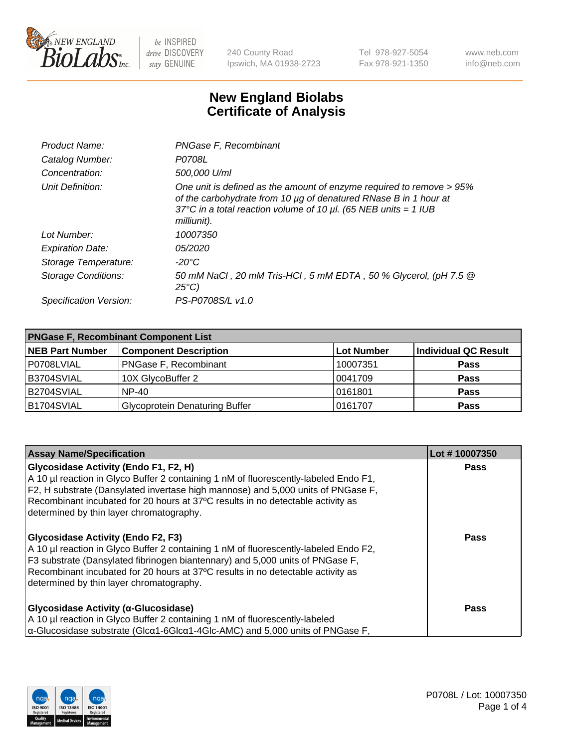New England BioLabs Inc. — be INSPIRED drive DISCOVERY stay GENUINE

240 County Road
Ipswich, MA 01938-2723

Tel 978-927-5054
Fax 978-921-1350

www.neb.com
info@neb.com

# New England Biolabs Certificate of Analysis

| | |
|---|---|
| *Product Name:* | *PNGase F, Recombinant* |
| *Catalog Number:* | *P0708L* |
| *Concentration:* | *500,000 U/ml* |
| *Unit Definition:* | *One unit is defined as the amount of enzyme required to remove > 95% of the carbohydrate from 10 µg of denatured RNase B in 1 hour at 37°C in a total reaction volume of 10 µl. (65 NEB units = 1 IUB milliunit).* |
| *Lot Number:* | *10007350* |
| *Expiration Date:* | *05/2020* |
| *Storage Temperature:* | *-20°C* |
| *Storage Conditions:* | *50 mM NaCl , 20 mM Tris-HCl , 5 mM EDTA , 50 % Glycerol, (pH 7.5 @ 25°C)* |
| *Specification Version:* | *PS-P0708S/L v1.0* |

| PNGase F, Recombinant Component List | | | |
|---|---|---|---|
| **NEB Part Number** | **Component Description** | **Lot Number** | **Individual QC Result** |
| P0708LVIAL | PNGase F, Recombinant | 10007351 | **Pass** |
| B3704SVIAL | 10X GlycoBuffer 2 | 0041709 | **Pass** |
| B2704SVIAL | NP-40 | 0161801 | **Pass** |
| B1704SVIAL | Glycoprotein Denaturing Buffer | 0161707 | **Pass** |

| Assay Name/Specification | Lot # 10007350 |
|---|---|
| **Glycosidase Activity (Endo F1, F2, H)** A 10 µl reaction in Glyco Buffer 2 containing 1 nM of fluorescently-labeled Endo F1, F2, H substrate (Dansylated invertase high mannose) and 5,000 units of PNGase F, Recombinant incubated for 20 hours at 37ºC results in no detectable activity as determined by thin layer chromatography. | **Pass** |
| **Glycosidase Activity (Endo F2, F3)** A 10 µl reaction in Glyco Buffer 2 containing 1 nM of fluorescently-labeled Endo F2, F3 substrate (Dansylated fibrinogen biantennary) and 5,000 units of PNGase F, Recombinant incubated for 20 hours at 37ºC results in no detectable activity as determined by thin layer chromatography. | **Pass** |
| **Glycosidase Activity (α-Glucosidase)** A 10 µl reaction in Glyco Buffer 2 containing 1 nM of fluorescently-labeled α-Glucosidase substrate (Glcα1-6Glcα1-4Glc-AMC) and 5,000 units of PNGase F, | **Pass** |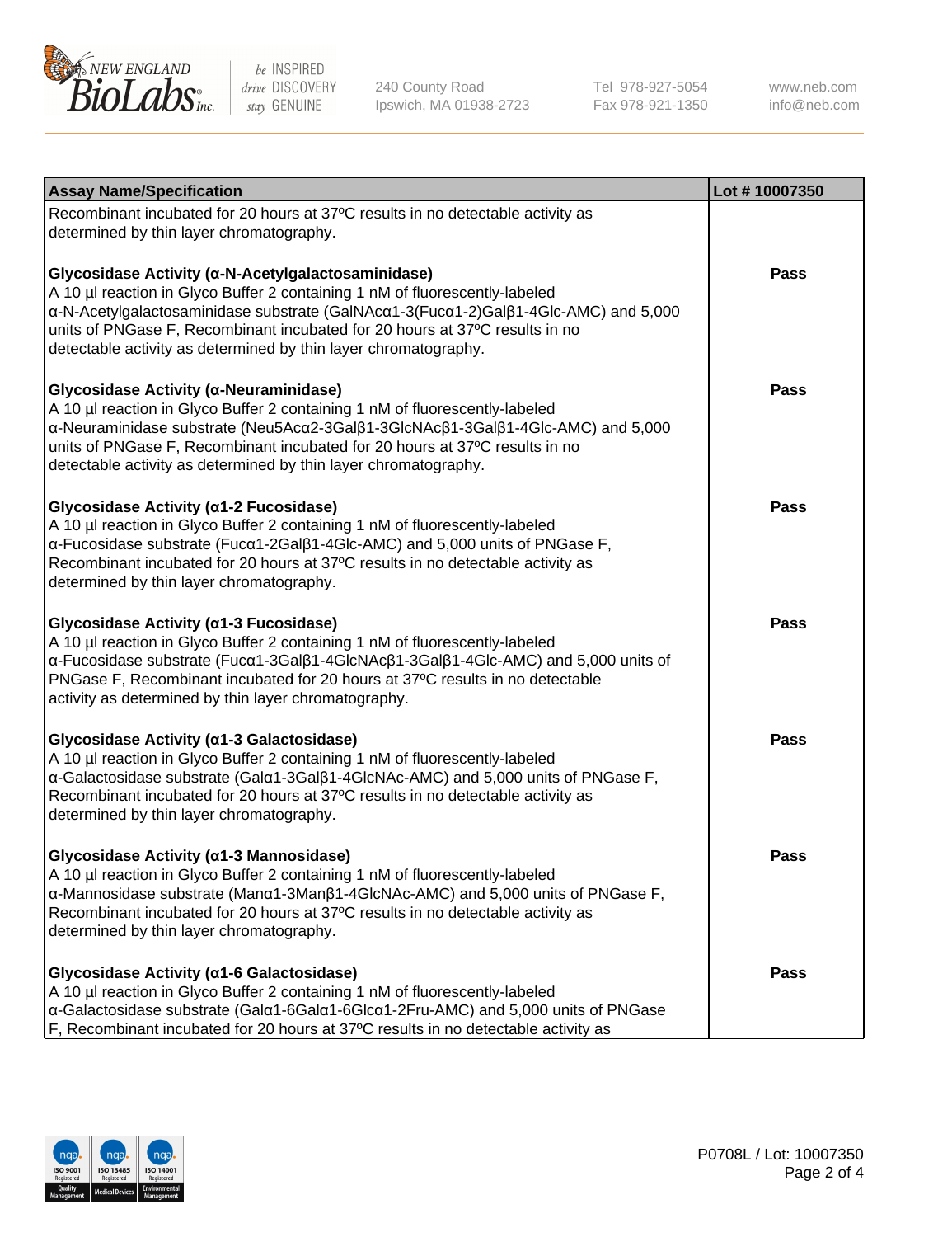| Assay Name/Specification | Lot # 10007350 |
| --- | --- |
| Recombinant incubated for 20 hours at 37ºC results in no detectable activity as determined by thin layer chromatography. | |
| **Glycosidase Activity (α-N-Acetylgalactosaminidase)**<br>A 10 µl reaction in Glyco Buffer 2 containing 1 nM of fluorescently-labeled α-N-Acetylgalactosaminidase substrate (GalNAcα1-3(Fucα1-2)Galβ1-4Glc-AMC) and 5,000 units of PNGase F, Recombinant incubated for 20 hours at 37ºC results in no detectable activity as determined by thin layer chromatography. | Pass |
| **Glycosidase Activity (α-Neuraminidase)**<br>A 10 µl reaction in Glyco Buffer 2 containing 1 nM of fluorescently-labeled α-Neuraminidase substrate (Neu5Acα2-3Galβ1-3GlcNAcβ1-3Galβ1-4Glc-AMC) and 5,000 units of PNGase F, Recombinant incubated for 20 hours at 37ºC results in no detectable activity as determined by thin layer chromatography. | Pass |
| **Glycosidase Activity (α1-2 Fucosidase)**<br>A 10 µl reaction in Glyco Buffer 2 containing 1 nM of fluorescently-labeled α-Fucosidase substrate (Fucα1-2Galβ1-4Glc-AMC) and 5,000 units of PNGase F, Recombinant incubated for 20 hours at 37ºC results in no detectable activity as determined by thin layer chromatography. | Pass |
| **Glycosidase Activity (α1-3 Fucosidase)**<br>A 10 µl reaction in Glyco Buffer 2 containing 1 nM of fluorescently-labeled α-Fucosidase substrate (Fucα1-3Galβ1-4GlcNAcβ1-3Galβ1-4Glc-AMC) and 5,000 units of PNGase F, Recombinant incubated for 20 hours at 37ºC results in no detectable activity as determined by thin layer chromatography. | Pass |
| **Glycosidase Activity (α1-3 Galactosidase)**<br>A 10 µl reaction in Glyco Buffer 2 containing 1 nM of fluorescently-labeled α-Galactosidase substrate (Galα1-3Galβ1-4GlcNAc-AMC) and 5,000 units of PNGase F, Recombinant incubated for 20 hours at 37ºC results in no detectable activity as determined by thin layer chromatography. | Pass |
| **Glycosidase Activity (α1-3 Mannosidase)**<br>A 10 µl reaction in Glyco Buffer 2 containing 1 nM of fluorescently-labeled α-Mannosidase substrate (Manα1-3Manβ1-4GlcNAc-AMC) and 5,000 units of PNGase F, Recombinant incubated for 20 hours at 37ºC results in no detectable activity as determined by thin layer chromatography. | Pass |
| **Glycosidase Activity (α1-6 Galactosidase)**<br>A 10 µl reaction in Glyco Buffer 2 containing 1 nM of fluorescently-labeled α-Galactosidase substrate (Galα1-6Galα1-6Glcα1-2Fru-AMC) and 5,000 units of PNGase F, Recombinant incubated for 20 hours at 37ºC results in no detectable activity as | Pass |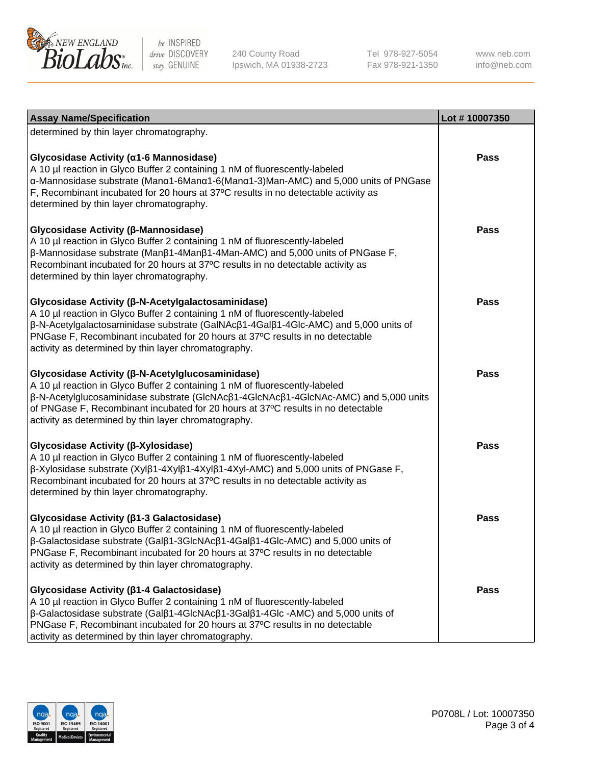| Assay Name/Specification | Lot # 10007350 |
|---|---|
| determined by thin layer chromatography. | |
| **Glycosidase Activity (α1-6 Mannosidase)**<br>A 10 µl reaction in Glyco Buffer 2 containing 1 nM of fluorescently-labeled α-Mannosidase substrate (Manα1-6Manα1-6(Manα1-3)Man-AMC) and 5,000 units of PNGase F, Recombinant incubated for 20 hours at 37ºC results in no detectable activity as determined by thin layer chromatography. | Pass |
| **Glycosidase Activity (β-Mannosidase)**<br>A 10 µl reaction in Glyco Buffer 2 containing 1 nM of fluorescently-labeled β-Mannosidase substrate (Manβ1-4Manβ1-4Man-AMC) and 5,000 units of PNGase F, Recombinant incubated for 20 hours at 37ºC results in no detectable activity as determined by thin layer chromatography. | Pass |
| **Glycosidase Activity (β-N-Acetylgalactosaminidase)**<br>A 10 µl reaction in Glyco Buffer 2 containing 1 nM of fluorescently-labeled β-N-Acetylgalactosaminidase substrate (GalNAcβ1-4Galβ1-4Glc-AMC) and 5,000 units of PNGase F, Recombinant incubated for 20 hours at 37ºC results in no detectable activity as determined by thin layer chromatography. | Pass |
| **Glycosidase Activity (β-N-Acetylglucosaminidase)**<br>A 10 µl reaction in Glyco Buffer 2 containing 1 nM of fluorescently-labeled β-N-Acetylglucosaminidase substrate (GlcNAcβ1-4GlcNAcβ1-4GlcNAc-AMC) and 5,000 units of PNGase F, Recombinant incubated for 20 hours at 37ºC results in no detectable activity as determined by thin layer chromatography. | Pass |
| **Glycosidase Activity (β-Xylosidase)**<br>A 10 µl reaction in Glyco Buffer 2 containing 1 nM of fluorescently-labeled β-Xylosidase substrate (Xylβ1-4Xylβ1-4Xylβ1-4Xyl-AMC) and 5,000 units of PNGase F, Recombinant incubated for 20 hours at 37ºC results in no detectable activity as determined by thin layer chromatography. | Pass |
| **Glycosidase Activity (β1-3 Galactosidase)**<br>A 10 µl reaction in Glyco Buffer 2 containing 1 nM of fluorescently-labeled β-Galactosidase substrate (Galβ1-3GlcNAcβ1-4Galβ1-4Glc-AMC) and 5,000 units of PNGase F, Recombinant incubated for 20 hours at 37ºC results in no detectable activity as determined by thin layer chromatography. | Pass |
| **Glycosidase Activity (β1-4 Galactosidase)**<br>A 10 µl reaction in Glyco Buffer 2 containing 1 nM of fluorescently-labeled β-Galactosidase substrate (Galβ1-4GlcNAcβ1-3Galβ1-4Glc -AMC) and 5,000 units of PNGase F, Recombinant incubated for 20 hours at 37ºC results in no detectable activity as determined by thin layer chromatography. | Pass |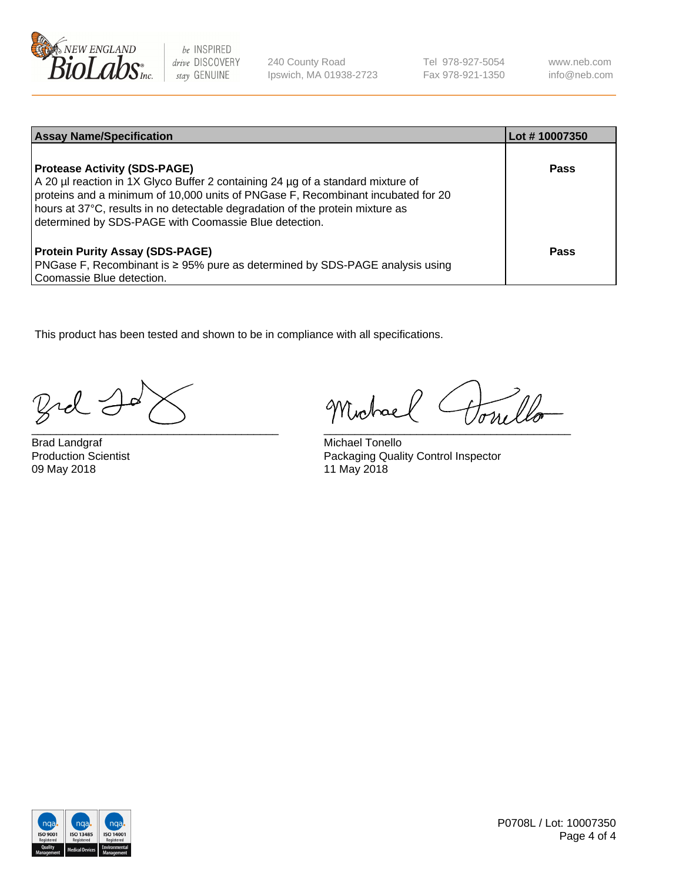NEW ENGLAND BioLabs Inc.

be INSPIRED drive DISCOVERY stay GENUINE

240 County Road
Ipswich, MA 01938-2723

Tel 978-927-5054
Fax 978-921-1350

www.neb.com
info@neb.com

| Assay Name/Specification | Lot # 10007350 |
|---|---|
| **Protease Activity (SDS-PAGE)**<br>A 20 µl reaction in 1X Glyco Buffer 2 containing 24 µg of a standard mixture of proteins and a minimum of 10,000 units of PNGase F, Recombinant incubated for 20 hours at 37°C, results in no detectable degradation of the protein mixture as determined by SDS-PAGE with Coomassie Blue detection. | **Pass** |
| **Protein Purity Assay (SDS-PAGE)**<br>PNGase F, Recombinant is ≥ 95% pure as determined by SDS-PAGE analysis using Coomassie Blue detection. | **Pass** |

This product has been tested and shown to be in compliance with all specifications.

Brad Landgraf
Production Scientist
09 May 2018

Michael Tonello
Packaging Quality Control Inspector
11 May 2018

P0708L / Lot: 10007350